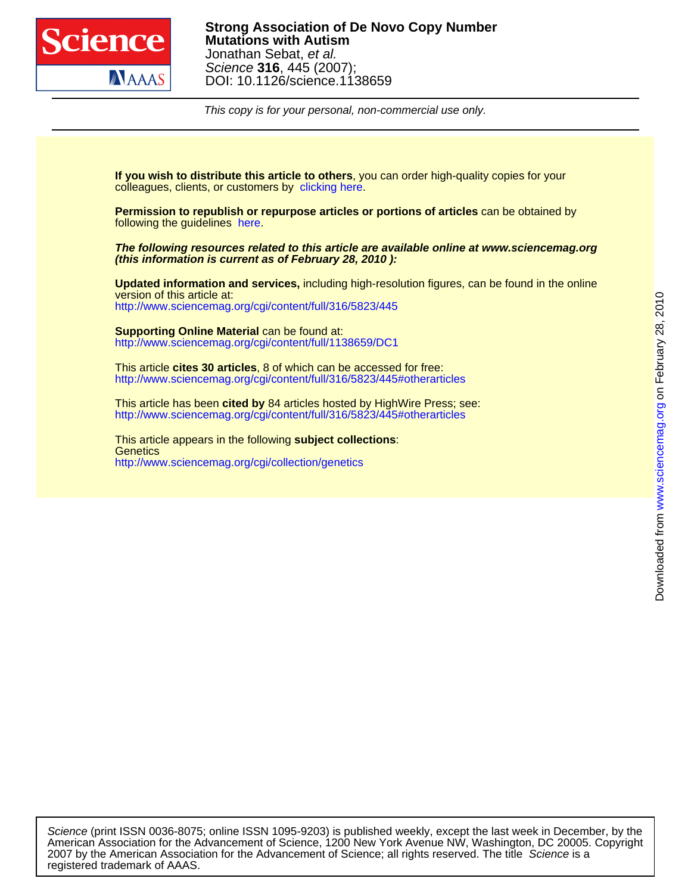**Strong Association of De Novo Copy Number Mutations with Autism**
Jonathan Sebat, *et al.*
*Science* **316**, 445 (2007);
DOI: 10.1126/science.1138659

*This copy is for your personal, non-commercial use only.*

**If you wish to distribute this article to others**, you can order high-quality copies for your colleagues, clients, or customers by clicking here.

**Permission to republish or repurpose articles or portions of articles** can be obtained by following the guidelines here.

***The following resources related to this article are available online at www.sciencemag.org (this information is current as of February 28, 2010 ):***

**Updated information and services,** including high-resolution figures, can be found in the online version of this article at:
http://www.sciencemag.org/cgi/content/full/316/5823/445

**Supporting Online Material** can be found at:
http://www.sciencemag.org/cgi/content/full/1138659/DC1

This article **cites 30 articles**, 8 of which can be accessed for free:
http://www.sciencemag.org/cgi/content/full/316/5823/445#otherarticles

This article has been **cited by** 84 articles hosted by HighWire Press; see:
http://www.sciencemag.org/cgi/content/full/316/5823/445#otherarticles

This article appears in the following **subject collections**:
Genetics
http://www.sciencemag.org/cgi/collection/genetics

Downloaded from www.sciencemag.org on February 28, 2010

*Science* (print ISSN 0036-8075; online ISSN 1095-9203) is published weekly, except the last week in December, by the American Association for the Advancement of Science, 1200 New York Avenue NW, Washington, DC 20005. Copyright 2007 by the American Association for the Advancement of Science; all rights reserved. The title *Science* is a registered trademark of AAAS.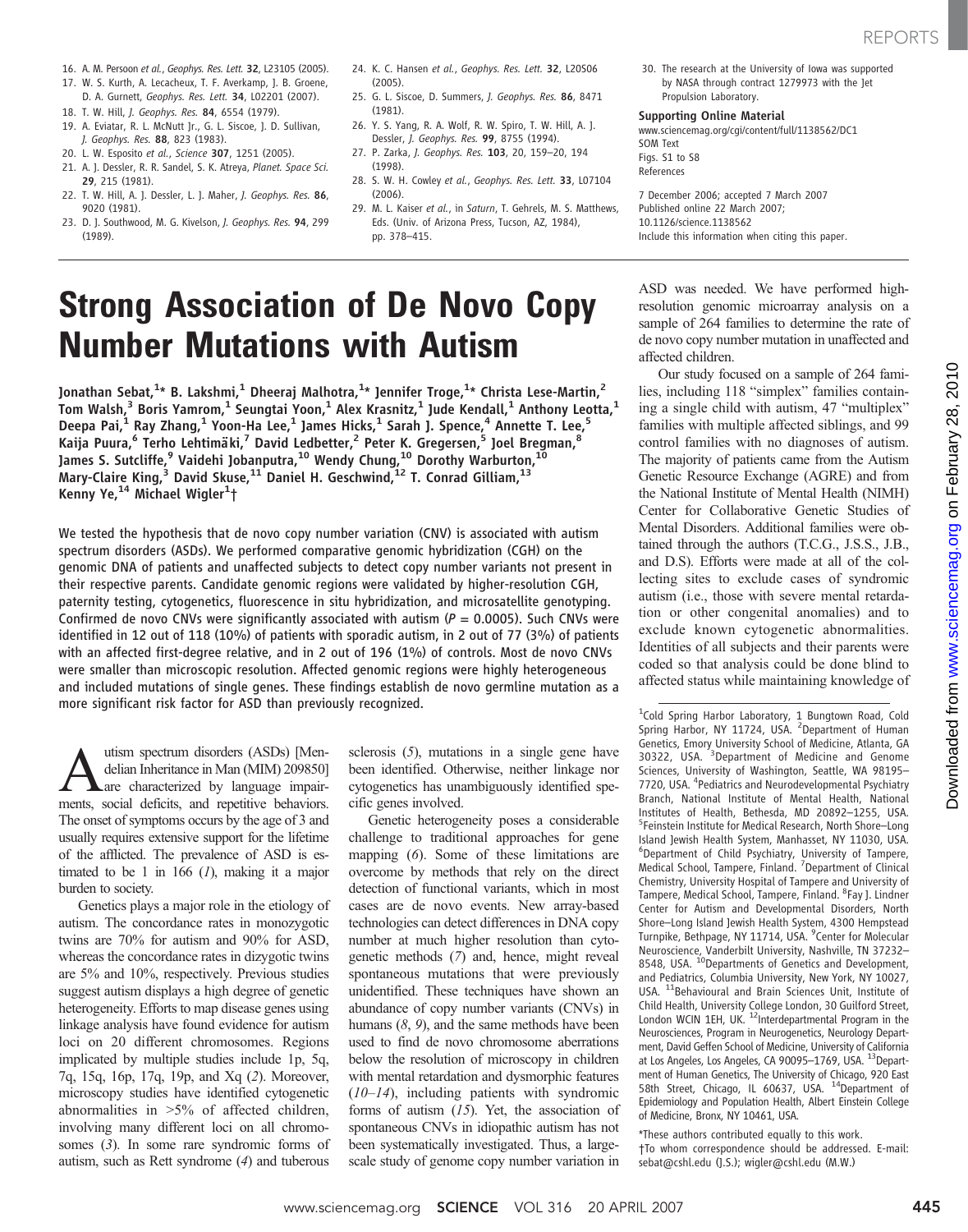16. A. M. Persoon et al., Geophys. Res. Lett. 32, L23105 (2005).
17. W. S. Kurth, A. Lecacheux, T. F. Averkamp, J. B. Groene, D. A. Gurnett, Geophys. Res. Lett. 34, L02201 (2007).
18. T. W. Hill, J. Geophys. Res. 84, 6554 (1979).
19. A. Eviatar, R. L. McNutt Jr., G. L. Siscoe, J. D. Sullivan, J. Geophys. Res. 88, 823 (1983).
20. L. W. Esposito et al., Science 307, 1251 (2005).
21. A. J. Dessler, R. R. Sandel, S. K. Atreya, Planet. Space Sci. 29, 215 (1981).
22. T. W. Hill, A. J. Dessler, L. J. Maher, J. Geophys. Res. 86, 9020 (1981).
23. D. J. Southwood, M. G. Kivelson, J. Geophys. Res. 94, 299 (1989).
24. K. C. Hansen et al., Geophys. Res. Lett. 32, L20S06 (2005).
25. G. L. Siscoe, D. Summers, J. Geophys. Res. 86, 8471 (1981).
26. Y. S. Yang, R. A. Wolf, R. W. Spiro, T. W. Hill, A. J. Dessler, J. Geophys. Res. 99, 8755 (1994).
27. P. Zarka, J. Geophys. Res. 103, 20, 159–20, 194 (1998).
28. S. W. H. Cowley et al., Geophys. Res. Lett. 33, L07104 (2006).
29. M. L. Kaiser et al., in Saturn, T. Gehrels, M. S. Matthews, Eds. (Univ. of Arizona Press, Tucson, AZ, 1984), pp. 378–415.
30. The research at the University of Iowa was supported by NASA through contract 1279973 with the Jet Propulsion Laboratory.

**Supporting Online Material**
www.sciencemag.org/cgi/content/full/1138562/DC1
SOM Text
Figs. S1 to S8
References

7 December 2006; accepted 7 March 2007
Published online 22 March 2007;
10.1126/science.1138562
Include this information when citing this paper.

# Strong Association of De Novo Copy Number Mutations with Autism

**Jonathan Sebat,[1]* B. Lakshmi,[1] Dheeraj Malhotra,[1]* Jennifer Troge,[1]* Christa Lese-Martin,[2] Tom Walsh,[3] Boris Yamrom,[1] Seungtai Yoon,[1] Alex Krasnitz,[1] Jude Kendall,[1] Anthony Leotta,[1] Deepa Pai,[1] Ray Zhang,[1] Yoon-Ha Lee,[1] James Hicks,[1] Sarah J. Spence,[4] Annette T. Lee,[5] Kaija Puura,[6] Terho Lehtimäki,[7] David Ledbetter,[2] Peter K. Gregersen,[5] Joel Bregman,[8] James S. Sutcliffe,[9] Vaidehi Jobanputra,[10] Wendy Chung,[10] Dorothy Warburton,[10] Mary-Claire King,[3] David Skuse,[11] Daniel H. Geschwind,[12] T. Conrad Gilliam,[13] Kenny Ye,[14] Michael Wigler[1]†**

**We tested the hypothesis that de novo copy number variation (CNV) is associated with autism spectrum disorders (ASDs). We performed comparative genomic hybridization (CGH) on the genomic DNA of patients and unaffected subjects to detect copy number variants not present in their respective parents. Candidate genomic regions were validated by higher-resolution CGH, paternity testing, cytogenetics, fluorescence in situ hybridization, and microsatellite genotyping. Confirmed de novo CNVs were significantly associated with autism ($P = 0.0005$). Such CNVs were identified in 12 out of 118 (10%) of patients with sporadic autism, in 2 out of 77 (3%) of patients with an affected first-degree relative, and in 2 out of 196 (1%) of controls. Most de novo CNVs were smaller than microscopic resolution. Affected genomic regions were highly heterogeneous and included mutations of single genes. These findings establish de novo germline mutation as a more significant risk factor for ASD than previously recognized.**

Autism spectrum disorders (ASDs) [Mendelian Inheritance in Man (MIM) 209850] are characterized by language impairments, social deficits, and repetitive behaviors. The onset of symptoms occurs by the age of 3 and usually requires extensive support for the lifetime of the afflicted. The prevalence of ASD is estimated to be 1 in 166 (*1*), making it a major burden to society.

Genetics plays a major role in the etiology of autism. The concordance rates in monozygotic twins are 70% for autism and 90% for ASD, whereas the concordance rates in dizygotic twins are 5% and 10%, respectively. Previous studies suggest autism displays a high degree of genetic heterogeneity. Efforts to map disease genes using linkage analysis have found evidence for autism loci on 20 different chromosomes. Regions implicated by multiple studies include 1p, 5q, 7q, 15q, 16p, 17q, 19p, and Xq (*2*). Moreover, microscopy studies have identified cytogenetic abnormalities in >5% of affected children, involving many different loci on all chromosomes (*3*). In some rare syndromic forms of autism, such as Rett syndrome (*4*) and tuberous sclerosis (*5*), mutations in a single gene have been identified. Otherwise, neither linkage nor cytogenetics has unambiguously identified specific genes involved.

Genetic heterogeneity poses a considerable challenge to traditional approaches for gene mapping (*6*). Some of these limitations are overcome by methods that rely on the direct detection of functional variants, which in most cases are de novo events. New array-based technologies can detect differences in DNA copy number at much higher resolution than cytogenetic methods (*7*) and, hence, might reveal spontaneous mutations that were previously unidentified. These techniques have shown an abundance of copy number variants (CNVs) in humans (*8*, *9*), and the same methods have been used to find de novo chromosome aberrations below the resolution of microscopy in children with mental retardation and dysmorphic features (*10*–*14*), including patients with syndromic forms of autism (*15*). Yet, the association of spontaneous CNVs in idiopathic autism has not been systematically investigated. Thus, a large-scale study of genome copy number variation in ASD was needed. We have performed high-resolution genomic microarray analysis on a sample of 264 families to determine the rate of de novo copy number mutation in unaffected and affected children.

Our study focused on a sample of 264 families, including 118 "simplex" families containing a single child with autism, 47 "multiplex" families with multiple affected siblings, and 99 control families with no diagnoses of autism. The majority of patients came from the Autism Genetic Resource Exchange (AGRE) and from the National Institute of Mental Health (NIMH) Center for Collaborative Genetic Studies of Mental Disorders. Additional families were obtained through the authors (T.C.G., J.S.S., J.B., and D.S). Efforts were made at all of the collecting sites to exclude cases of syndromic autism (i.e., those with severe mental retardation or other congenital anomalies) and to exclude known cytogenetic abnormalities. Identities of all subjects and their parents were coded so that analysis could be done blind to affected status while maintaining knowledge of

[1]Cold Spring Harbor Laboratory, 1 Bungtown Road, Cold Spring Harbor, NY 11724, USA. [2]Department of Human Genetics, Emory University School of Medicine, Atlanta, GA 30322, USA. [3]Department of Medicine and Genome Sciences, University of Washington, Seattle, WA 98195–7720, USA. [4]Pediatrics and Neurodevelopmental Psychiatry Branch, National Institute of Mental Health, National Institutes of Health, Bethesda, MD 20892–1255, USA. [5]Feinstein Institute for Medical Research, North Shore–Long Island Jewish Health System, Manhasset, NY 11030, USA. [6]Department of Child Psychiatry, University of Tampere, Medical School, Tampere, Finland. [7]Department of Clinical Chemistry, University Hospital of Tampere and University of Tampere, Medical School, Tampere, Finland. [8]Fay J. Lindner Center for Autism and Developmental Disorders, North Shore–Long Island Jewish Health System, 4300 Hempstead Turnpike, Bethpage, NY 11714, USA. [9]Center for Molecular Neuroscience, Vanderbilt University, Nashville, TN 37232–8548, USA. [10]Departments of Genetics and Development, and Pediatrics, Columbia University, New York, NY 10027, USA. [11]Behavioural and Brain Sciences Unit, Institute of Child Health, University College London, 30 Guilford Street, London WCIN 1EH, UK. [12]Interdepartmental Program in the Neurosciences, Program in Neurogenetics, Neurology Department, David Geffen School of Medicine, University of California at Los Angeles, Los Angeles, CA 90095–1769, USA. [13]Department of Human Genetics, The University of Chicago, 920 East 58th Street, Chicago, IL 60637, USA. [14]Department of Epidemiology and Population Health, Albert Einstein College of Medicine, Bronx, NY 10461, USA.

*These authors contributed equally to this work.
†To whom correspondence should be addressed. E-mail: sebat@cshl.edu (J.S.); wigler@cshl.edu (M.W.)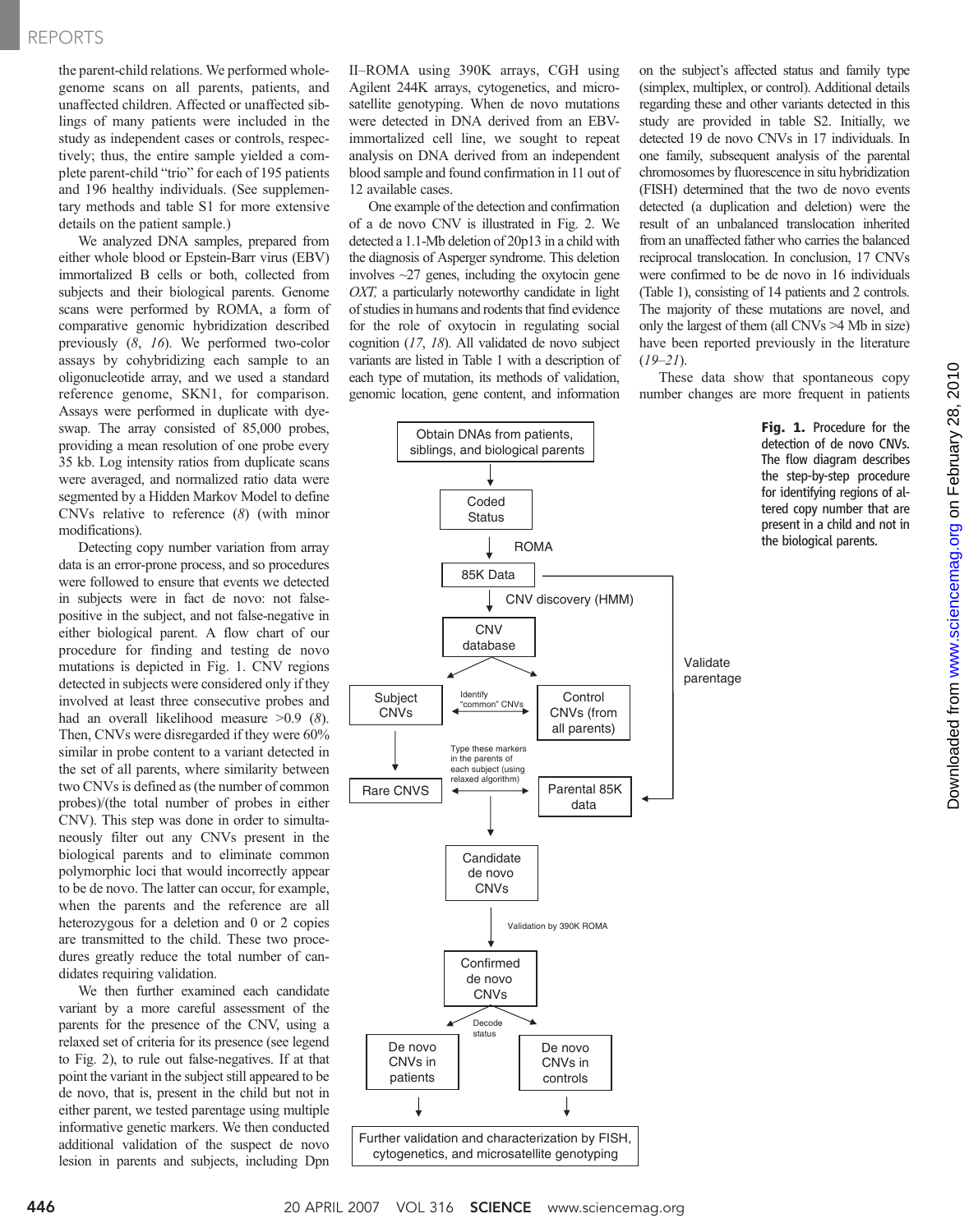the parent-child relations. We performed whole-genome scans on all parents, patients, and unaffected children. Affected or unaffected siblings of many patients were included in the study as independent cases or controls, respectively; thus, the entire sample yielded a complete parent-child "trio" for each of 195 patients and 196 healthy individuals. (See supplementary methods and table S1 for more extensive details on the patient sample.)

We analyzed DNA samples, prepared from either whole blood or Epstein-Barr virus (EBV) immortalized B cells or both, collected from subjects and their biological parents. Genome scans were performed by ROMA, a form of comparative genomic hybridization described previously (8, 16). We performed two-color assays by cohybridizing each sample to an oligonucleotide array, and we used a standard reference genome, SKN1, for comparison. Assays were performed in duplicate with dye-swap. The array consisted of 85,000 probes, providing a mean resolution of one probe every 35 kb. Log intensity ratios from duplicate scans were averaged, and normalized ratio data were segmented by a Hidden Markov Model to define CNVs relative to reference (8) (with minor modifications).

Detecting copy number variation from array data is an error-prone process, and so procedures were followed to ensure that events we detected in subjects were in fact de novo: not false-positive in the subject, and not false-negative in either biological parent. A flow chart of our procedure for finding and testing de novo mutations is depicted in Fig. 1. CNV regions detected in subjects were considered only if they involved at least three consecutive probes and had an overall likelihood measure >0.9 (8). Then, CNVs were disregarded if they were 60% similar in probe content to a variant detected in the set of all parents, where similarity between two CNVs is defined as (the number of common probes)/(the total number of probes in either CNV). This step was done in order to simultaneously filter out any CNVs present in the biological parents and to eliminate common polymorphic loci that would incorrectly appear to be de novo. The latter can occur, for example, when the parents and the reference are all heterozygous for a deletion and 0 or 2 copies are transmitted to the child. These two procedures greatly reduce the total number of candidates requiring validation.

We then further examined each candidate variant by a more careful assessment of the parents for the presence of the CNV, using a relaxed set of criteria for its presence (see legend to Fig. 2), to rule out false-negatives. If at that point the variant in the subject still appeared to be de novo, that is, present in the child but not in either parent, we tested parentage using multiple informative genetic markers. We then conducted additional validation of the suspect de novo lesion in parents and subjects, including Dpn II–ROMA using 390K arrays, CGH using Agilent 244K arrays, cytogenetics, and microsatellite genotyping. When de novo mutations were detected in DNA derived from an EBV-immortalized cell line, we sought to repeat analysis on DNA derived from an independent blood sample and found confirmation in 11 out of 12 available cases.

One example of the detection and confirmation of a de novo CNV is illustrated in Fig. 2. We detected a 1.1-Mb deletion of 20p13 in a child with the diagnosis of Asperger syndrome. This deletion involves ~27 genes, including the oxytocin gene *OXT*, a particularly noteworthy candidate in light of studies in humans and rodents that find evidence for the role of oxytocin in regulating social cognition (17, 18). All validated de novo subject variants are listed in Table 1 with a description of each type of mutation, its methods of validation, genomic location, gene content, and information on the subject's affected status and family type (simplex, multiplex, or control). Additional details regarding these and other variants detected in this study are provided in table S2. Initially, we detected 19 de novo CNVs in 17 individuals. In one family, subsequent analysis of the parental chromosomes by fluorescence in situ hybridization (FISH) determined that the two de novo events detected (a duplication and deletion) were the result of an unbalanced translocation inherited from an unaffected father who carries the balanced reciprocal translocation. In conclusion, 17 CNVs were confirmed to be de novo in 16 individuals (Table 1), consisting of 14 patients and 2 controls. The majority of these mutations are novel, and only the largest of them (all CNVs >4 Mb in size) have been reported previously in the literature (19–21).

These data show that spontaneous copy number changes are more frequent in patients

Obtain DNAs from patients, siblings, and biological parents → Coded Status → ROMA → 85K Data → CNV discovery (HMM) → CNV database → Subject CNVs / Control CNVs (from all parents) (Identify "common" CNVs) → Rare CNVS ↔ Parental 85K data (Type these markers in the parents of each subject (using relaxed algorithm)); 85K Data → Validate parentage → Parental 85K data → Candidate de novo CNVs → Validation by 390K ROMA → Confirmed de novo CNVs → Decode status → De novo CNVs in patients / De novo CNVs in controls → Further validation and characterization by FISH, cytogenetics, and microsatellite genotyping

**Fig. 1.** Procedure for the detection of de novo CNVs. The flow diagram describes the step-by-step procedure for identifying regions of altered copy number that are present in a child and not in the biological parents.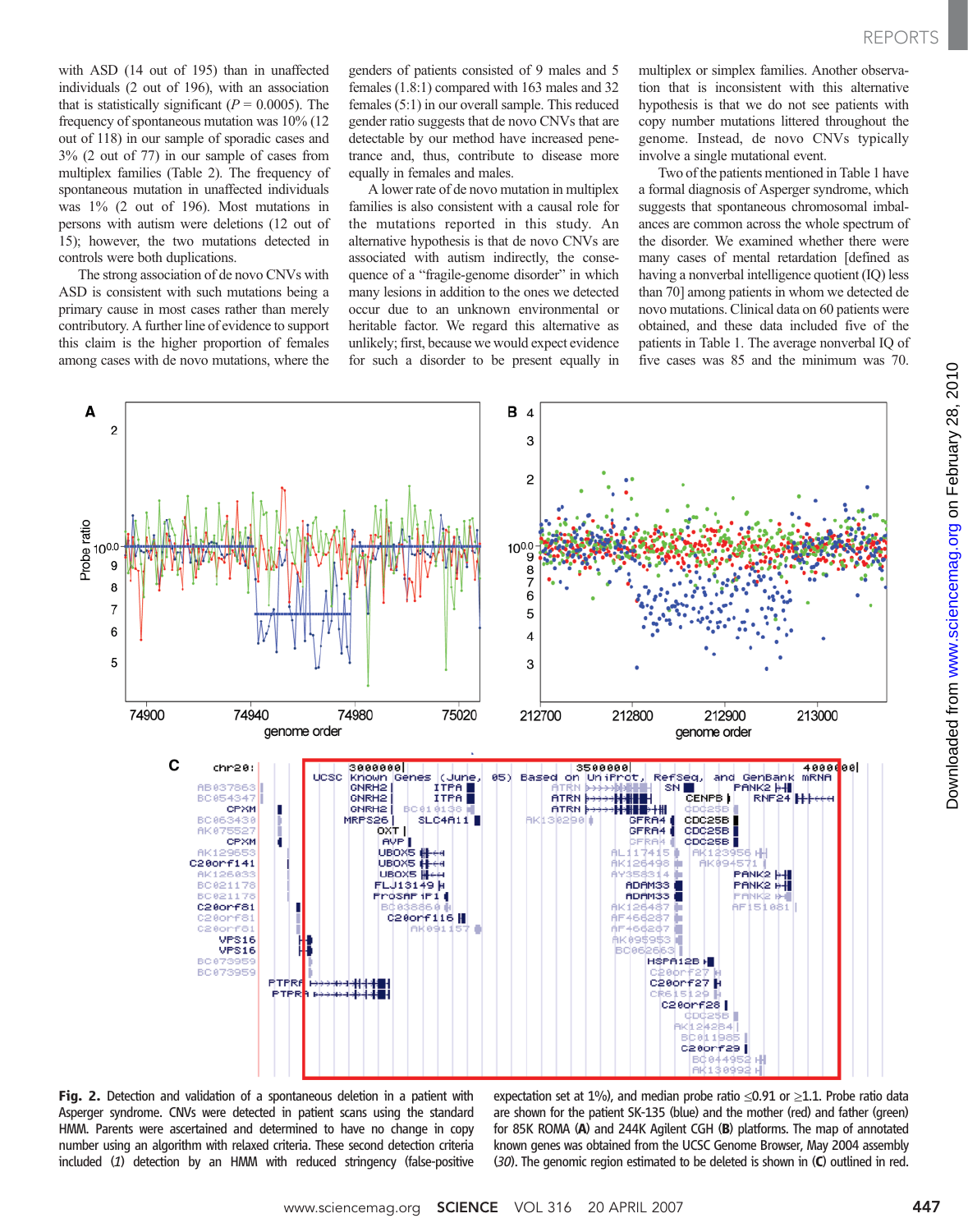with ASD (14 out of 195) than in unaffected individuals (2 out of 196), with an association that is statistically significant ($P$ = 0.0005). The frequency of spontaneous mutation was 10% (12 out of 118) in our sample of sporadic cases and 3% (2 out of 77) in our sample of cases from multiplex families (Table 2). The frequency of spontaneous mutation in unaffected individuals was 1% (2 out of 196). Most mutations in persons with autism were deletions (12 out of 15); however, the two mutations detected in controls were both duplications.

The strong association of de novo CNVs with ASD is consistent with such mutations being a primary cause in most cases rather than merely contributory. A further line of evidence to support this claim is the higher proportion of females among cases with de novo mutations, where the genders of patients consisted of 9 males and 5 females (1.8:1) compared with 163 males and 32 females (5:1) in our overall sample. This reduced gender ratio suggests that de novo CNVs that are detectable by our method have increased penetrance and, thus, contribute to disease more equally in females and males.

A lower rate of de novo mutation in multiplex families is also consistent with a causal role for the mutations reported in this study. An alternative hypothesis is that de novo CNVs are associated with autism indirectly, the consequence of a "fragile-genome disorder" in which many lesions in addition to the ones we detected occur due to an unknown environmental or heritable factor. We regard this alternative as unlikely; first, because we would expect evidence for such a disorder to be present equally in multiplex or simplex families. Another observation that is inconsistent with this alternative hypothesis is that we do not see patients with copy number mutations littered throughout the genome. Instead, de novo CNVs typically involve a single mutational event.

Two of the patients mentioned in Table 1 have a formal diagnosis of Asperger syndrome, which suggests that spontaneous chromosomal imbalances are common across the whole spectrum of the disorder. We examined whether there were many cases of mental retardation [defined as having a nonverbal intelligence quotient (IQ) less than 70] among patients in whom we detected de novo mutations. Clinical data on 60 patients were obtained, and these data included five of the patients in Table 1. The average nonverbal IQ of five cases was 85 and the minimum was 70.

**Fig. 2.** Detection and validation of a spontaneous deletion in a patient with Asperger syndrome. CNVs were detected in patient scans using the standard HMM. Parents were ascertained and determined to have no change in copy number using an algorithm with relaxed criteria. These second detection criteria included (*1*) detection by an HMM with reduced stringency (false-positive expectation set at 1%), and median probe ratio ≤0.91 or ≥1.1. Probe ratio data are shown for the patient SK-135 (blue) and the mother (red) and father (green) for 85K ROMA (**A**) and 244K Agilent CGH (**B**) platforms. The map of annotated known genes was obtained from the UCSC Genome Browser, May 2004 assembly (*30*). The genomic region estimated to be deleted is shown in (**C**) outlined in red.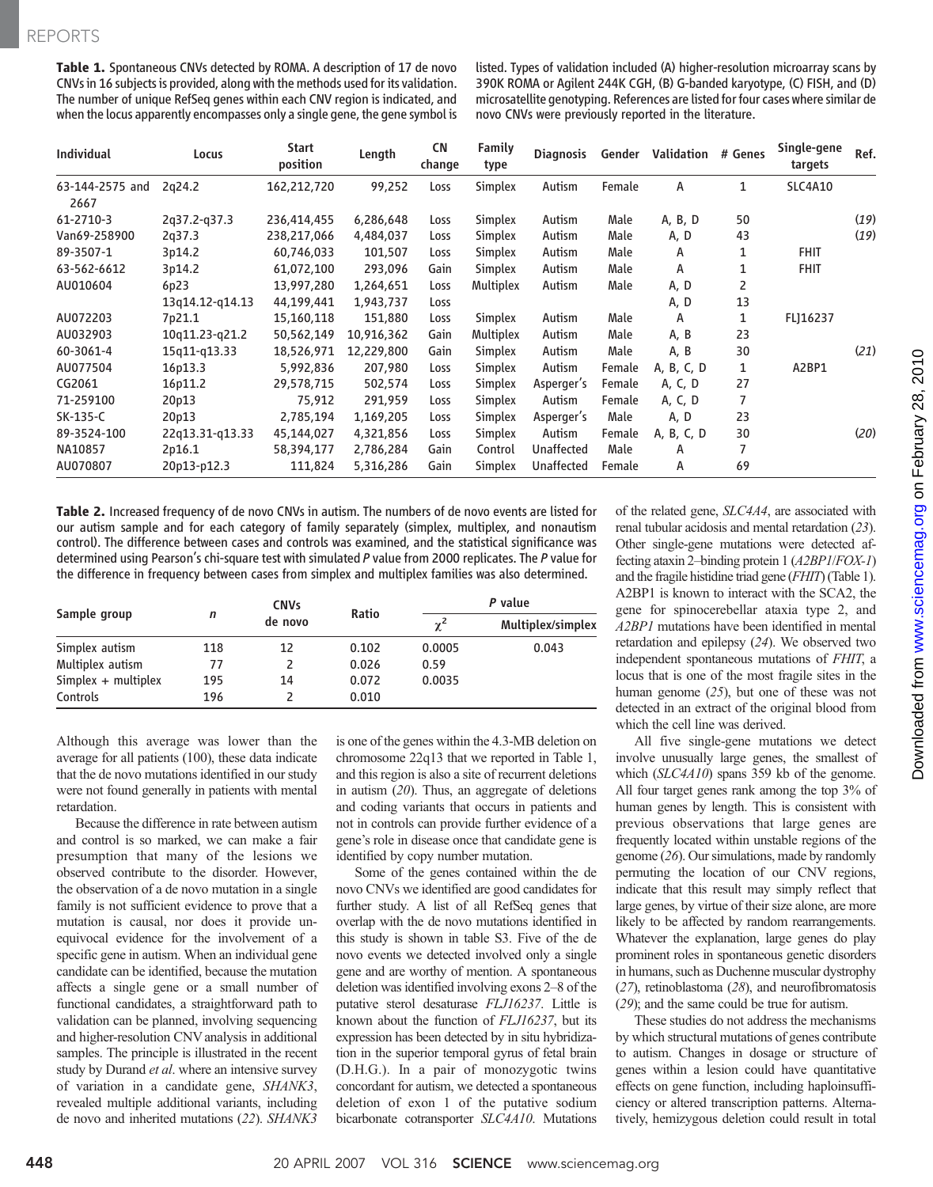**Table 1.** Spontaneous CNVs detected by ROMA. A description of 17 de novo CNVs in 16 subjects is provided, along with the methods used for its validation. The number of unique RefSeq genes within each CNV region is indicated, and when the locus apparently encompasses only a single gene, the gene symbol is listed. Types of validation included (A) higher-resolution microarray scans by 390K ROMA or Agilent 244K CGH, (B) G-banded karyotype, (C) FISH, and (D) microsatellite genotyping. References are listed for four cases where similar de novo CNVs were previously reported in the literature.

| Individual | Locus | Start position | Length | CN change | Family type | Diagnosis | Gender | Validation | # Genes | Single-gene targets | Ref. |
|---|---|---|---|---|---|---|---|---|---|---|---|
| 63-144-2575 and 2667 | 2q24.2 | 162,212,720 | 99,252 | Loss | Simplex | Autism | Female | A | 1 | SLC4A10 | |
| 61-2710-3 | 2q37.2-q37.3 | 236,414,455 | 6,286,648 | Loss | Simplex | Autism | Male | A, B, D | 50 | | (19) |
| Van69-258900 | 2q37.3 | 238,217,066 | 4,484,037 | Loss | Simplex | Autism | Male | A, D | 43 | | (19) |
| 89-3507-1 | 3p14.2 | 60,746,033 | 101,507 | Loss | Simplex | Autism | Male | A | 1 | FHIT | |
| 63-562-6612 | 3p14.2 | 61,072,100 | 293,096 | Gain | Simplex | Autism | Male | A | 1 | FHIT | |
| AU010604 | 6p23 | 13,997,280 | 1,264,651 | Loss | Multiplex | Autism | Male | A, D | 2 | | |
| | 13q14.12-q14.13 | 44,199,441 | 1,943,737 | Loss | | | | A, D | 13 | | |
| AU072203 | 7p21.1 | 15,160,118 | 151,880 | Loss | Simplex | Autism | Male | A | 1 | FLJ16237 | |
| AU032903 | 10q11.23-q21.2 | 50,562,149 | 10,916,362 | Gain | Multiplex | Autism | Male | A, B | 23 | | |
| 60-3061-4 | 15q11-q13.33 | 18,526,971 | 12,229,800 | Gain | Simplex | Autism | Male | A, B | 30 | | (21) |
| AU077504 | 16p13.3 | 5,992,836 | 207,980 | Loss | Simplex | Autism | Female | A, B, C, D | 1 | A2BP1 | |
| CG2061 | 16p11.2 | 29,578,715 | 502,574 | Loss | Simplex | Asperger's | Female | A, C, D | 27 | | |
| 71-259100 | 20p13 | 75,912 | 291,959 | Loss | Simplex | Autism | Female | A, C, D | 7 | | |
| SK-135-C | 20p13 | 2,785,194 | 1,169,205 | Loss | Simplex | Asperger's | Male | A, D | 23 | | |
| 89-3524-100 | 22q13.31-q13.33 | 45,144,027 | 4,321,856 | Loss | Simplex | Autism | Female | A, B, C, D | 30 | | (20) |
| NA10857 | 2p16.1 | 58,394,177 | 2,786,284 | Gain | Control | Unaffected | Male | A | 7 | | |
| AU070807 | 20p13-p12.3 | 111,824 | 5,316,286 | Gain | Simplex | Unaffected | Female | A | 69 | | |

**Table 2.** Increased frequency of de novo CNVs in autism. The numbers of de novo events are listed for our autism sample and for each category of family separately (simplex, multiplex, and nonautism control). The difference between cases and controls was examined, and the statistical significance was determined using Pearson's chi-square test with simulated *P* value from 2000 replicates. The *P* value for the difference in frequency between cases from simplex and multiplex families was also determined.

| Sample group | n | CNVs de novo | Ratio | *P* value | |
|---|---|---|---|---|---|
| | | | | $\chi^2$ | Multiplex/simplex |
| Simplex autism | 118 | 12 | 0.102 | 0.0005 | 0.043 |
| Multiplex autism | 77 | 2 | 0.026 | 0.59 | |
| Simplex + multiplex | 195 | 14 | 0.072 | 0.0035 | |
| Controls | 196 | 2 | 0.010 | | |

Although this average was lower than the average for all patients (100), these data indicate that the de novo mutations identified in our study were not found generally in patients with mental retardation.

Because the difference in rate between autism and control is so marked, we can make a fair presumption that many of the lesions we observed contribute to the disorder. However, the observation of a de novo mutation in a single family is not sufficient evidence to prove that a mutation is causal, nor does it provide unequivocal evidence for the involvement of a specific gene in autism. When an individual gene candidate can be identified, because the mutation affects a single gene or a small number of functional candidates, a straightforward path to validation can be planned, involving sequencing and higher-resolution CNV analysis in additional samples. The principle is illustrated in the recent study by Durand *et al.* where an intensive survey of variation in a candidate gene, *SHANK3*, revealed multiple additional variants, including de novo and inherited mutations (22). *SHANK3* is one of the genes within the 4.3-MB deletion on chromosome 22q13 that we reported in Table 1, and this region is also a site of recurrent deletions in autism (20). Thus, an aggregate of deletions and coding variants that occurs in patients and not in controls can provide further evidence of a gene's role in disease once that candidate gene is identified by copy number mutation.

Some of the genes contained within the de novo CNVs we identified are good candidates for further study. A list of all RefSeq genes that overlap with the de novo mutations identified in this study is shown in table S3. Five of the de novo events we detected involved only a single gene and are worthy of mention. A spontaneous deletion was identified involving exons 2–8 of the putative sterol desaturase *FLJ16237*. Little is known about the function of *FLJ16237*, but its expression has been detected by in situ hybridization in the superior temporal gyrus of fetal brain (D.H.G.). In a pair of monozygotic twins concordant for autism, we detected a spontaneous deletion of exon 1 of the putative sodium bicarbonate cotransporter *SLC4A10*. Mutations of the related gene, *SLC4A4*, are associated with renal tubular acidosis and mental retardation (23). Other single-gene mutations were detected affecting ataxin 2–binding protein 1 (*A2BP1*/*FOX-1*) and the fragile histidine triad gene (*FHIT*) (Table 1). A2BP1 is known to interact with the SCA2, the gene for spinocerebellar ataxia type 2, and *A2BP1* mutations have been identified in mental retardation and epilepsy (24). We observed two independent spontaneous mutations of *FHIT*, a locus that is one of the most fragile sites in the human genome (25), but one of these was not detected in an extract of the original blood from which the cell line was derived.

All five single-gene mutations we detect involve unusually large genes, the smallest of which (*SLC4A10*) spans 359 kb of the genome. All four target genes rank among the top 3% of human genes by length. This is consistent with previous observations that large genes are frequently located within unstable regions of the genome (26). Our simulations, made by randomly permuting the location of our CNV regions, indicate that this result may simply reflect that large genes, by virtue of their size alone, are more likely to be affected by random rearrangements. Whatever the explanation, large genes do play prominent roles in spontaneous genetic disorders in humans, such as Duchenne muscular dystrophy (27), retinoblastoma (28), and neurofibromatosis (29); and the same could be true for autism.

These studies do not address the mechanisms by which structural mutations of genes contribute to autism. Changes in dosage or structure of genes within a lesion could have quantitative effects on gene function, including haploinsufficiency or altered transcription patterns. Alternatively, hemizygous deletion could result in total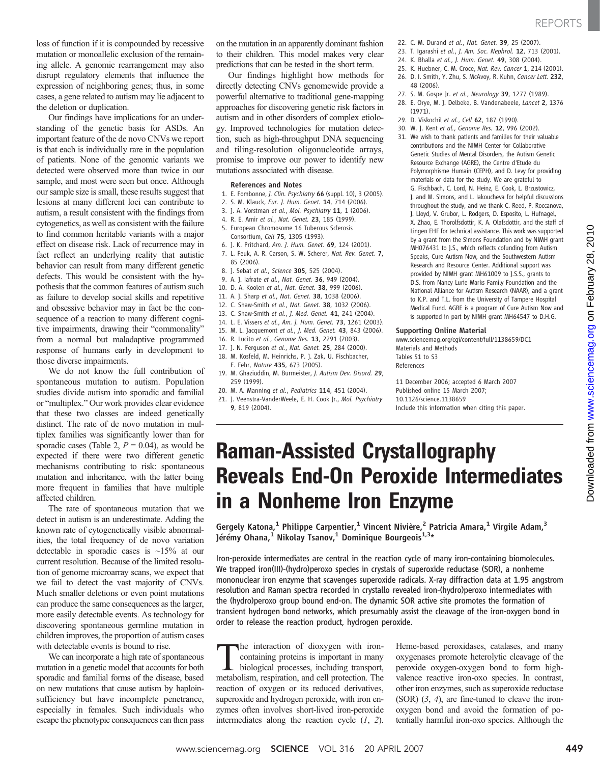loss of function if it is compounded by recessive mutation or monoallelic exclusion of the remaining allele. A genomic rearrangement may also disrupt regulatory elements that influence the expression of neighboring genes; thus, in some cases, a gene related to autism may lie adjacent to the deletion or duplication.

Our findings have implications for an understanding of the genetic basis for ASDs. An important feature of the de novo CNVs we report is that each is individually rare in the population of patients. None of the genomic variants we detected were observed more than twice in our sample, and most were seen but once. Although our sample size is small, these results suggest that lesions at many different loci can contribute to autism, a result consistent with the findings from cytogenetics, as well as consistent with the failure to find common heritable variants with a major effect on disease risk. Lack of recurrence may in fact reflect an underlying reality that autistic behavior can result from many different genetic defects. This would be consistent with the hypothesis that the common features of autism such as failure to develop social skills and repetitive and obsessive behavior may in fact be the consequence of a reaction to many different cognitive impairments, drawing their "commonality" from a normal but maladaptive programmed response of humans early in development to those diverse impairments.

We do not know the full contribution of spontaneous mutation to autism. Population studies divide autism into sporadic and familial or "multiplex." Our work provides clear evidence that these two classes are indeed genetically distinct. The rate of de novo mutation in multiplex families was significantly lower than for sporadic cases (Table 2, $P = 0.04$), as would be expected if there were two different genetic mechanisms contributing to risk: spontaneous mutation and inheritance, with the latter being more frequent in families that have multiple affected children.

The rate of spontaneous mutation that we detect in autism is an underestimate. Adding the known rate of cytogenetically visible abnormalities, the total frequency of de novo variation detectable in sporadic cases is ~15% at our current resolution. Because of the limited resolution of genome microarray scans, we expect that we fail to detect the vast majority of CNVs. Much smaller deletions or even point mutations can produce the same consequences as the larger, more easily detectable events. As technology for discovering spontaneous germline mutation in children improves, the proportion of autism cases with detectable events is bound to rise.

We can incorporate a high rate of spontaneous mutation in a genetic model that accounts for both sporadic and familial forms of the disease, based on new mutations that cause autism by haploinsufficiency but have incomplete penetrance, especially in females. Such individuals who escape the phenotypic consequences can then pass on the mutation in an apparently dominant fashion to their children. This model makes very clear predictions that can be tested in the short term.

Our findings highlight how methods for directly detecting CNVs genomewide provide a powerful alternative to traditional gene-mapping approaches for discovering genetic risk factors in autism and in other disorders of complex etiology. Improved technologies for mutation detection, such as high-throughput DNA sequencing and tiling-resolution oligonucleotide arrays, promise to improve our power to identify new mutations associated with disease.

**References and Notes**

1. E. Fombonne, *J. Clin. Psychiatry* **66** (suppl. 10), 3 (2005).
2. S. M. Klauck, *Eur. J. Hum. Genet.* **14**, 714 (2006).
3. J. A. Vorstman *et al.*, *Mol. Psychiatry* **11**, 1 (2006).
4. R. E. Amir *et al.*, *Nat. Genet.* **23**, 185 (1999).
5. European Chromosome 16 Tuberous Sclerosis Consortium, *Cell* **75**, 1305 (1993).
6. J. K. Pritchard, *Am. J. Hum. Genet.* **69**, 124 (2001).
7. L. Feuk, A. R. Carson, S. W. Scherer, *Nat. Rev. Genet.* **7**, 85 (2006).
8. J. Sebat *et al.*, *Science* **305**, 525 (2004).
9. A. J. Iafrate *et al.*, *Nat. Genet.* **36**, 949 (2004).
10. D. A. Koolen *et al.*, *Nat. Genet.* **38**, 999 (2006).
11. A. J. Sharp *et al.*, *Nat. Genet.* **38**, 1038 (2006).
12. C. Shaw-Smith *et al.*, *Nat. Genet.* **38**, 1032 (2006).
13. C. Shaw-Smith *et al.*, *J. Med. Genet.* **41**, 241 (2004).
14. L. E. Vissers *et al.*, *Am. J. Hum. Genet.* **73**, 1261 (2003).
15. M. L. Jacquemont *et al.*, *J. Med. Genet.* **43**, 843 (2006).
16. R. Lucito *et al.*, *Genome Res.* **13**, 2291 (2003).
17. J. N. Ferguson *et al.*, *Nat. Genet.* **25**, 284 (2000).
18. M. Kosfeld, M. Heinrichs, P. J. Zak, U. Fischbacher, E. Fehr, *Nature* **435**, 673 (2005).
19. M. Ghaziuddin, M. Burmeister, *J. Autism Dev. Disord.* **29**, 259 (1999).
20. M. A. Manning *et al.*, *Pediatrics* **114**, 451 (2004).
21. J. Veenstra-VanderWeele, E. H. Cook Jr., *Mol. Psychiatry* **9**, 819 (2004).
22. C. M. Durand *et al.*, *Nat. Genet.* **39**, 25 (2007).
23. T. Igarashi *et al.*, *J. Am. Soc. Nephrol.* **12**, 713 (2001).
24. K. Bhalla *et al.*, *J. Hum. Genet.* **49**, 308 (2004).
25. K. Huebner, C. M. Croce, *Nat. Rev. Cancer* **1**, 214 (2001).
26. D. I. Smith, Y. Zhu, S. McAvoy, R. Kuhn, *Cancer Lett.* **232**, 48 (2006).
27. S. M. Gospe Jr. *et al.*, *Neurology* **39**, 1277 (1989).
28. E. Orye, M. J. Delbeke, B. Vandenabeele, *Lancet* **2**, 1376 (1971).
29. D. Viskochil *et al.*, *Cell* **62**, 187 (1990).
30. W. J. Kent *et al.*, *Genome Res.* **12**, 996 (2002).
31. We wish to thank patients and families for their valuable contributions and the NIMH Center for Collaborative Genetic Studies of Mental Disorders, the Autism Genetic Resource Exchange (AGRE), the Centre d'Etude du Polymorphisme Humain (CEPH), and D. Levy for providing materials or data for the study. We are grateful to G. Fischbach, C. Lord, N. Heinz, E. Cook, L. Brzustowicz, J. and M. Simons, and L. Iakoucheva for helpful discussions throughout the study, and we thank C. Reed, P. Roccanova, J. Lloyd, V. Grubor, L. Rodgers, D. Esposito, L. Hufnagel, X. Zhao, E. Thorolfsdottir, K. A. Olafsdottir, and the staff of Lingen EHF for technical assistance. This work was supported by a grant from the Simons Foundation and by NIMH grant MH076431 to J.S., which reflects cofunding from Autism Speaks, Cure Autism Now, and the Southwestern Autism Research and Resource Center. Additional support was provided by NIMH grant MH61009 to J.S.S., grants to D.S. from Nancy Lurie Marks Family Foundation and the National Alliance for Autism Research (NAAR), and a grant to K.P. and T.L. from the University of Tampere Hospital Medical Fund. AGRE is a program of Cure Autism Now and is supported in part by NIMH grant MH64547 to D.H.G.

**Supporting Online Material**

www.sciencemag.org/cgi/content/full/1138659/DC1
Materials and Methods
Tables S1 to S3
References

11 December 2006; accepted 6 March 2007
Published online 15 March 2007;
10.1126/science.1138659
Include this information when citing this paper.

# Raman-Assisted Crystallography Reveals End-On Peroxide Intermediates in a Nonheme Iron Enzyme

**Gergely Katona,[1] Philippe Carpentier,[1] Vincent Nivière,[2] Patricia Amara,[1] Virgile Adam,[3] Jérémy Ohana,[1] Nikolay Tsanov,[1] Dominique Bourgeois[1,3]***

**Iron-peroxide intermediates are central in the reaction cycle of many iron-containing biomolecules. We trapped iron(III)-(hydro)peroxo species in crystals of superoxide reductase (SOR), a nonheme mononuclear iron enzyme that scavenges superoxide radicals. X-ray diffraction data at 1.95 angstrom resolution and Raman spectra recorded in crystallo revealed iron-(hydro)peroxo intermediates with the (hydro)peroxo group bound end-on. The dynamic SOR active site promotes the formation of transient hydrogen bond networks, which presumably assist the cleavage of the iron-oxygen bond in order to release the reaction product, hydrogen peroxide.**

The interaction of dioxygen with iron-containing proteins is important in many biological processes, including transport, metabolism, respiration, and cell protection. The reaction of oxygen or its reduced derivatives, superoxide and hydrogen peroxide, with iron enzymes often involves short-lived iron-peroxide intermediates along the reaction cycle (*1*, *2*). Heme-based peroxidases, catalases, and many oxygenases promote heterolytic cleavage of the peroxide oxygen-oxygen bond to form high-valence reactive iron-oxo species. In contrast, other iron enzymes, such as superoxide reductase (SOR) (*3*, *4*), are fine-tuned to cleave the iron-oxygen bond and avoid the formation of potentially harmful iron-oxo species. Although the